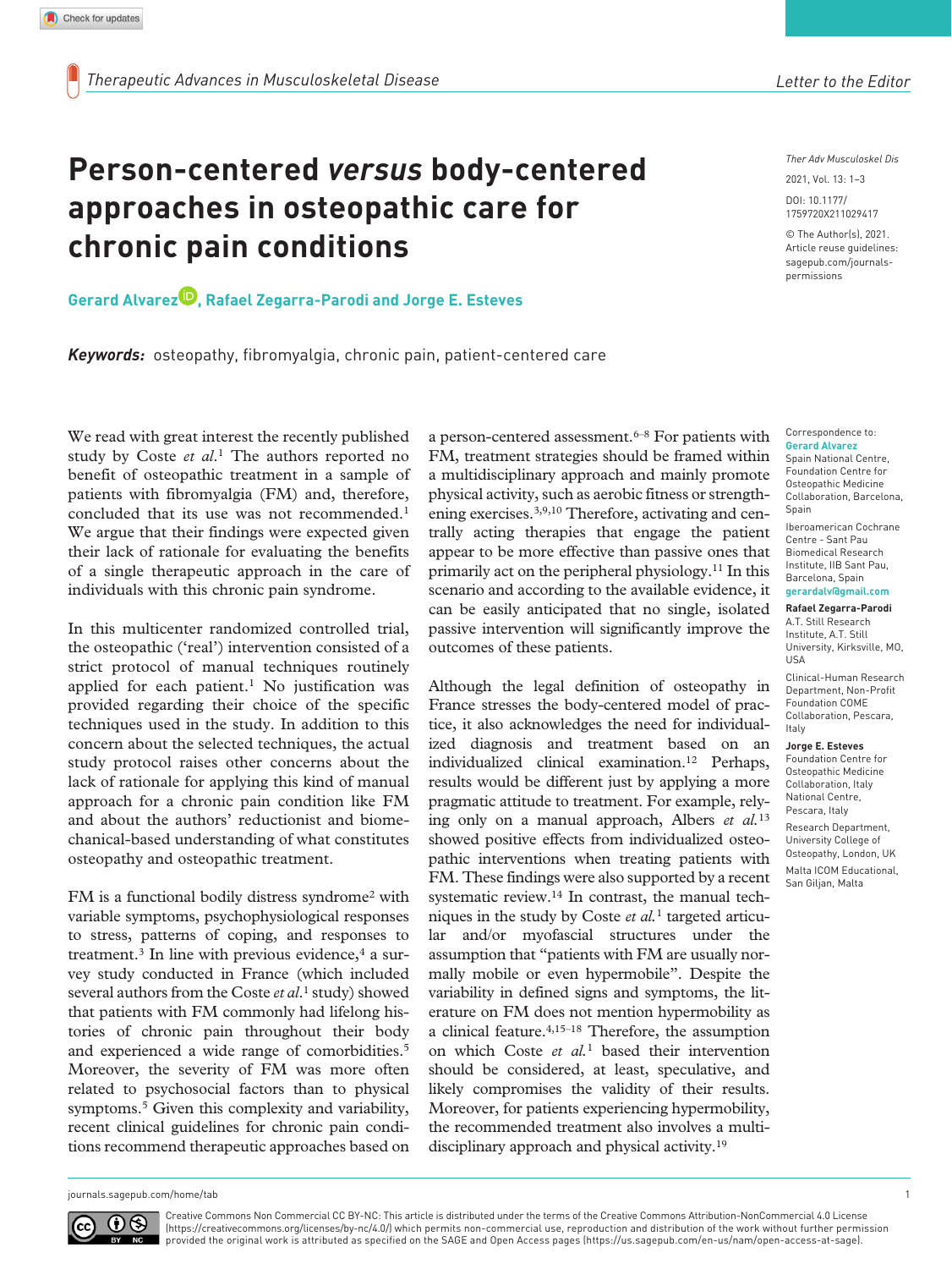Letter to the Editor

# Person-centered *versus* body-centered approaches in osteopathic care for chronic pain conditions

**Gerard Alvarez, Rafael Zegarra-Parodi and Jorge E. Esteves**

***Keywords:*** osteopathy, fibromyalgia, chronic pain, patient-centered care

Correspondence to: **Gerard Alvarez**
Spain National Centre, Foundation Centre for Osteopathic Medicine Collaboration, Barcelona, Spain
Iberoamerican Cochrane Centre - Sant Pau Biomedical Research Institute, IIB Sant Pau, Barcelona, Spain
**gerardalv@gmail.com**

**Rafael Zegarra-Parodi**
A.T. Still Research Institute, A.T. Still University, Kirksville, MO, USA
Clinical-Human Research Department, Non-Profit Foundation COME Collaboration, Pescara, Italy

**Jorge E. Esteves**
Foundation Centre for Osteopathic Medicine Collaboration, Italy National Centre, Pescara, Italy
Research Department, University College of Osteopathy, London, UK
Malta ICOM Educational, San Giljan, Malta

We read with great interest the recently published study by Coste *et al.*[1] The authors reported no benefit of osteopathic treatment in a sample of patients with fibromyalgia (FM) and, therefore, concluded that its use was not recommended.[1] We argue that their findings were expected given their lack of rationale for evaluating the benefits of a single therapeutic approach in the care of individuals with this chronic pain syndrome.

In this multicenter randomized controlled trial, the osteopathic ('real') intervention consisted of a strict protocol of manual techniques routinely applied for each patient.[1] No justification was provided regarding their choice of the specific techniques used in the study. In addition to this concern about the selected techniques, the actual study protocol raises other concerns about the lack of rationale for applying this kind of manual approach for a chronic pain condition like FM and about the authors' reductionist and biomechanical-based understanding of what constitutes osteopathy and osteopathic treatment.

FM is a functional bodily distress syndrome[2] with variable symptoms, psychophysiological responses to stress, patterns of coping, and responses to treatment.[3] In line with previous evidence,[4] a survey study conducted in France (which included several authors from the Coste *et al.*[1] study) showed that patients with FM commonly had lifelong histories of chronic pain throughout their body and experienced a wide range of comorbidities.[5] Moreover, the severity of FM was more often related to psychosocial factors than to physical symptoms.[5] Given this complexity and variability, recent clinical guidelines for chronic pain conditions recommend therapeutic approaches based on a person-centered assessment.[6–8] For patients with FM, treatment strategies should be framed within a multidisciplinary approach and mainly promote physical activity, such as aerobic fitness or strengthening exercises.[3,9,10] Therefore, activating and centrally acting therapies that engage the patient appear to be more effective than passive ones that primarily act on the peripheral physiology.[11] In this scenario and according to the available evidence, it can be easily anticipated that no single, isolated passive intervention will significantly improve the outcomes of these patients.

Although the legal definition of osteopathy in France stresses the body-centered model of practice, it also acknowledges the need for individualized diagnosis and treatment based on an individualized clinical examination.[12] Perhaps, results would be different just by applying a more pragmatic attitude to treatment. For example, relying only on a manual approach, Albers *et al.*[13] showed positive effects from individualized osteopathic interventions when treating patients with FM. These findings were also supported by a recent systematic review.[14] In contrast, the manual techniques in the study by Coste *et al.*[1] targeted articular and/or myofascial structures under the assumption that "patients with FM are usually normally mobile or even hypermobile". Despite the variability in defined signs and symptoms, the literature on FM does not mention hypermobility as a clinical feature.[4,15–18] Therefore, the assumption on which Coste *et al.*[1] based their intervention should be considered, at least, speculative, and likely compromises the validity of their results. Moreover, for patients experiencing hypermobility, the recommended treatment also involves a multidisciplinary approach and physical activity.[19]

Creative Commons Non Commercial CC BY-NC: This article is distributed under the terms of the Creative Commons Attribution-NonCommercial 4.0 License (https://creativecommons.org/licenses/by-nc/4.0/) which permits non-commercial use, reproduction and distribution of the work without further permission provided the original work is attributed as specified on the SAGE and Open Access pages (https://us.sagepub.com/en-us/nam/open-access-at-sage).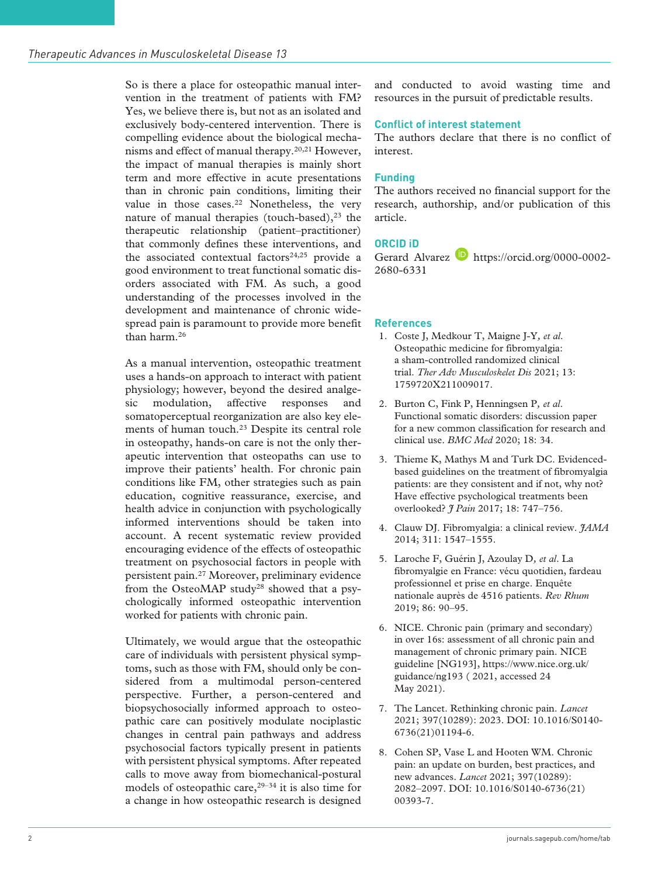So is there a place for osteopathic manual intervention in the treatment of patients with FM? Yes, we believe there is, but not as an isolated and exclusively body-centered intervention. There is compelling evidence about the biological mechanisms and effect of manual therapy.[20,21] However, the impact of manual therapies is mainly short term and more effective in acute presentations than in chronic pain conditions, limiting their value in those cases.[22] Nonetheless, the very nature of manual therapies (touch-based),[23] the therapeutic relationship (patient–practitioner) that commonly defines these interventions, and the associated contextual factors[24,25] provide a good environment to treat functional somatic disorders associated with FM. As such, a good understanding of the processes involved in the development and maintenance of chronic widespread pain is paramount to provide more benefit than harm.[26]

As a manual intervention, osteopathic treatment uses a hands-on approach to interact with patient physiology; however, beyond the desired analgesic modulation, affective responses and somatoperceptual reorganization are also key elements of human touch.[23] Despite its central role in osteopathy, hands-on care is not the only therapeutic intervention that osteopaths can use to improve their patients' health. For chronic pain conditions like FM, other strategies such as pain education, cognitive reassurance, exercise, and health advice in conjunction with psychologically informed interventions should be taken into account. A recent systematic review provided encouraging evidence of the effects of osteopathic treatment on psychosocial factors in people with persistent pain.[27] Moreover, preliminary evidence from the OsteoMAP study[28] showed that a psychologically informed osteopathic intervention worked for patients with chronic pain.

Ultimately, we would argue that the osteopathic care of individuals with persistent physical symptoms, such as those with FM, should only be considered from a multimodal person-centered perspective. Further, a person-centered and biopsychosocially informed approach to osteopathic care can positively modulate nociplastic changes in central pain pathways and address psychosocial factors typically present in patients with persistent physical symptoms. After repeated calls to move away from biomechanical-postural models of osteopathic care,[29–34] it is also time for a change in how osteopathic research is designed and conducted to avoid wasting time and resources in the pursuit of predictable results.

## Conflict of interest statement

The authors declare that there is no conflict of interest.

## Funding

The authors received no financial support for the research, authorship, and/or publication of this article.

## ORCID iD

Gerard Alvarez https://orcid.org/0000-0002-2680-6331

## References

1. Coste J, Medkour T, Maigne J-Y, *et al*. Osteopathic medicine for fibromyalgia: a sham-controlled randomized clinical trial. *Ther Adv Musculoskelet Dis* 2021; 13: 1759720X211009017.
2. Burton C, Fink P, Henningsen P, *et al*. Functional somatic disorders: discussion paper for a new common classification for research and clinical use. *BMC Med* 2020; 18: 34.
3. Thieme K, Mathys M and Turk DC. Evidenced-based guidelines on the treatment of fibromyalgia patients: are they consistent and if not, why not? Have effective psychological treatments been overlooked? *J Pain* 2017; 18: 747–756.
4. Clauw DJ. Fibromyalgia: a clinical review. *JAMA* 2014; 311: 1547–1555.
5. Laroche F, Guérin J, Azoulay D, *et al*. La fibromyalgie en France: vécu quotidien, fardeau professionnel et prise en charge. Enquête nationale auprès de 4516 patients. *Rev Rhum* 2019; 86: 90–95.
6. NICE. Chronic pain (primary and secondary) in over 16s: assessment of all chronic pain and management of chronic primary pain. NICE guideline [NG193], https://www.nice.org.uk/guidance/ng193 ( 2021, accessed 24 May 2021).
7. The Lancet. Rethinking chronic pain. *Lancet* 2021; 397(10289): 2023. DOI: 10.1016/S0140-6736(21)01194-6.
8. Cohen SP, Vase L and Hooten WM. Chronic pain: an update on burden, best practices, and new advances. *Lancet* 2021; 397(10289): 2082–2097. DOI: 10.1016/S0140-6736(21)00393-7.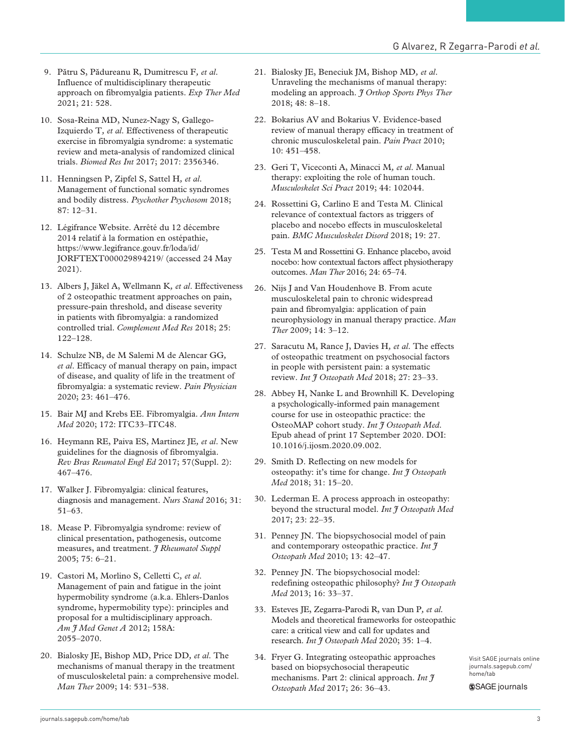9. Pătru S, Pădureanu R, Dumitrescu F, *et al*. Influence of multidisciplinary therapeutic approach on fibromyalgia patients. *Exp Ther Med* 2021; 21: 528.

10. Sosa-Reina MD, Nunez-Nagy S, Gallego-Izquierdo T, *et al*. Effectiveness of therapeutic exercise in fibromyalgia syndrome: a systematic review and meta-analysis of randomized clinical trials. *Biomed Res Int* 2017; 2017: 2356346.

11. Henningsen P, Zipfel S, Sattel H, *et al*. Management of functional somatic syndromes and bodily distress. *Psychother Psychosom* 2018; 87: 12–31.

12. Légifrance Website. Arrêté du 12 décembre 2014 relatif à la formation en ostépathie, https://www.legifrance.gouv.fr/loda/id/JORFTEXT000029894219/ (accessed 24 May 2021).

13. Albers J, Jäkel A, Wellmann K, *et al*. Effectiveness of 2 osteopathic treatment approaches on pain, pressure-pain threshold, and disease severity in patients with fibromyalgia: a randomized controlled trial. *Complement Med Res* 2018; 25: 122–128.

14. Schulze NB, de M Salemi M de Alencar GG, *et al*. Efficacy of manual therapy on pain, impact of disease, and quality of life in the treatment of fibromyalgia: a systematic review. *Pain Physician* 2020; 23: 461–476.

15. Bair MJ and Krebs EE. Fibromyalgia. *Ann Intern Med* 2020; 172: ITC33–ITC48.

16. Heymann RE, Paiva ES, Martinez JE, *et al*. New guidelines for the diagnosis of fibromyalgia. *Rev Bras Reumatol Engl Ed* 2017; 57(Suppl. 2): 467–476.

17. Walker J. Fibromyalgia: clinical features, diagnosis and management. *Nurs Stand* 2016; 31: 51–63.

18. Mease P. Fibromyalgia syndrome: review of clinical presentation, pathogenesis, outcome measures, and treatment. *J Rheumatol Suppl* 2005; 75: 6–21.

19. Castori M, Morlino S, Celletti C, *et al*. Management of pain and fatigue in the joint hypermobility syndrome (a.k.a. Ehlers-Danlos syndrome, hypermobility type): principles and proposal for a multidisciplinary approach. *Am J Med Genet A* 2012; 158A: 2055–2070.

20. Bialosky JE, Bishop MD, Price DD, *et al*. The mechanisms of manual therapy in the treatment of musculoskeletal pain: a comprehensive model. *Man Ther* 2009; 14: 531–538.

21. Bialosky JE, Beneciuk JM, Bishop MD, *et al*. Unraveling the mechanisms of manual therapy: modeling an approach. *J Orthop Sports Phys Ther* 2018; 48: 8–18.

22. Bokarius AV and Bokarius V. Evidence-based review of manual therapy efficacy in treatment of chronic musculoskeletal pain. *Pain Pract* 2010; 10: 451–458.

23. Geri T, Viceconti A, Minacci M, *et al*. Manual therapy: exploiting the role of human touch. *Musculoskelet Sci Pract* 2019; 44: 102044.

24. Rossettini G, Carlino E and Testa M. Clinical relevance of contextual factors as triggers of placebo and nocebo effects in musculoskeletal pain. *BMC Musculoskelet Disord* 2018; 19: 27.

25. Testa M and Rossettini G. Enhance placebo, avoid nocebo: how contextual factors affect physiotherapy outcomes. *Man Ther* 2016; 24: 65–74.

26. Nijs J and Van Houdenhove B. From acute musculoskeletal pain to chronic widespread pain and fibromyalgia: application of pain neurophysiology in manual therapy practice. *Man Ther* 2009; 14: 3–12.

27. Saracutu M, Rance J, Davies H, *et al*. The effects of osteopathic treatment on psychosocial factors in people with persistent pain: a systematic review. *Int J Osteopath Med* 2018; 27: 23–33.

28. Abbey H, Nanke L and Brownhill K. Developing a psychologically-informed pain management course for use in osteopathic practice: the OsteoMAP cohort study. *Int J Osteopath Med*. Epub ahead of print 17 September 2020. DOI: 10.1016/j.ijosm.2020.09.002.

29. Smith D. Reflecting on new models for osteopathy: it's time for change. *Int J Osteopath Med* 2018; 31: 15–20.

30. Lederman E. A process approach in osteopathy: beyond the structural model. *Int J Osteopath Med* 2017; 23: 22–35.

31. Penney JN. The biopsychosocial model of pain and contemporary osteopathic practice. *Int J Osteopath Med* 2010; 13: 42–47.

32. Penney JN. The biopsychosocial model: redefining osteopathic philosophy? *Int J Osteopath Med* 2013; 16: 33–37.

33. Esteves JE, Zegarra-Parodi R, van Dun P, *et al*. Models and theoretical frameworks for osteopathic care: a critical view and call for updates and research. *Int J Osteopath Med* 2020; 35: 1–4.

34. Fryer G. Integrating osteopathic approaches based on biopsychosocial therapeutic mechanisms. Part 2: clinical approach. *Int J Osteopath Med* 2017; 26: 36–43.

Visit SAGE journals online journals.sagepub.com/home/tab

SAGE journals